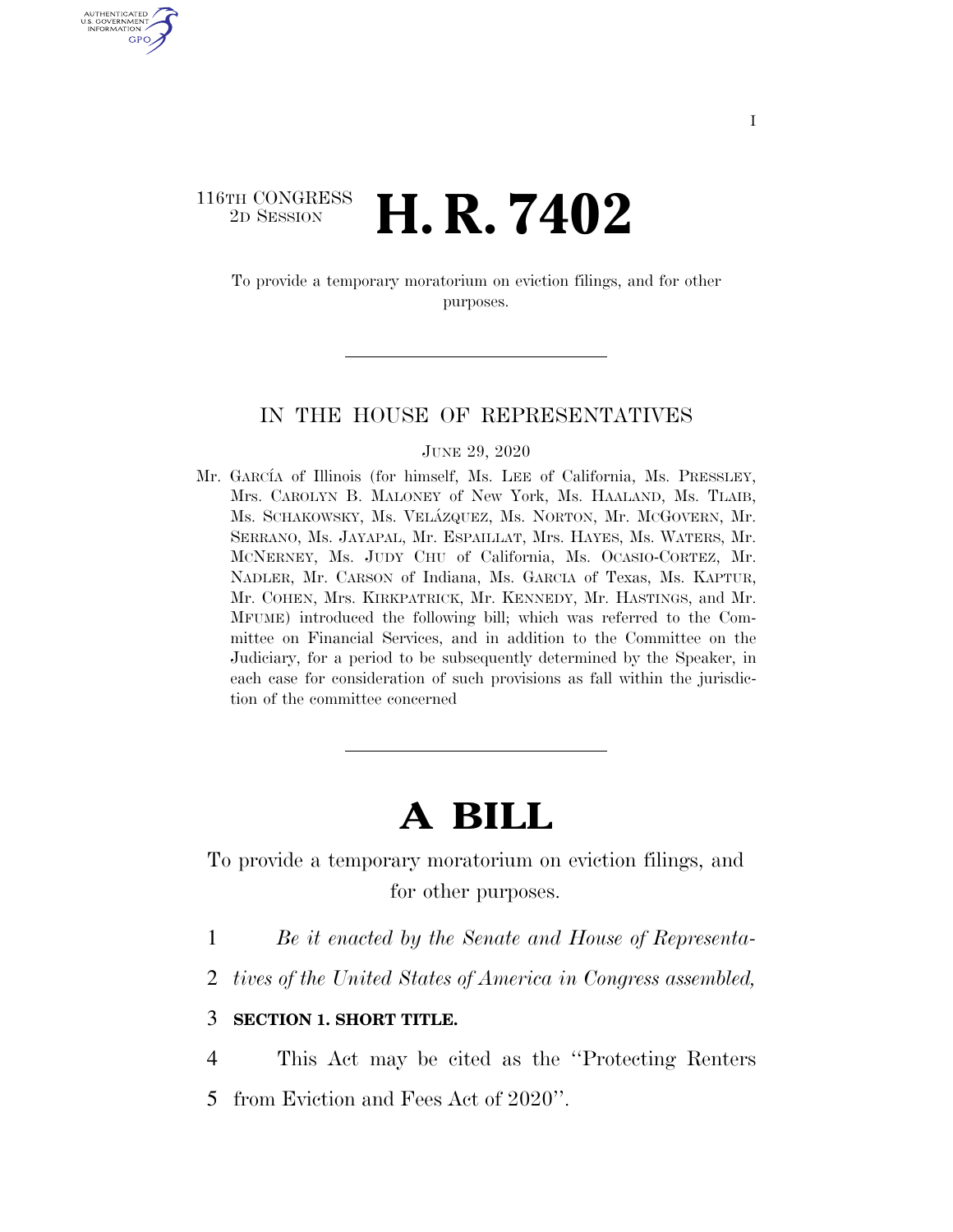116TH CONGRESS
2D SESSION

# H. R. 7402

To provide a temporary moratorium on eviction filings, and for other purposes.

---

IN THE HOUSE OF REPRESENTATIVES

JUNE 29, 2020

Mr. GARCÍA of Illinois (for himself, Ms. LEE of California, Ms. PRESSLEY, Mrs. CAROLYN B. MALONEY of New York, Ms. HAALAND, Ms. TLAIB, Ms. SCHAKOWSKY, Ms. VELÁZQUEZ, Ms. NORTON, Mr. MCGOVERN, Mr. SERRANO, Ms. JAYAPAL, Mr. ESPAILLAT, Mrs. HAYES, Ms. WATERS, Mr. MCNERNEY, Ms. JUDY CHU of California, Ms. OCASIO-CORTEZ, Mr. NADLER, Mr. CARSON of Indiana, Ms. GARCIA of Texas, Ms. KAPTUR, Mr. COHEN, Mrs. KIRKPATRICK, Mr. KENNEDY, Mr. HASTINGS, and Mr. MFUME) introduced the following bill; which was referred to the Committee on Financial Services, and in addition to the Committee on the Judiciary, for a period to be subsequently determined by the Speaker, in each case for consideration of such provisions as fall within the jurisdiction of the committee concerned

---

# A BILL

To provide a temporary moratorium on eviction filings, and for other purposes.

1 *Be it enacted by the Senate and House of Representa-*
2 *tives of the United States of America in Congress assembled,*

3 **SECTION 1. SHORT TITLE.**

4 This Act may be cited as the ''Protecting Renters
5 from Eviction and Fees Act of 2020''.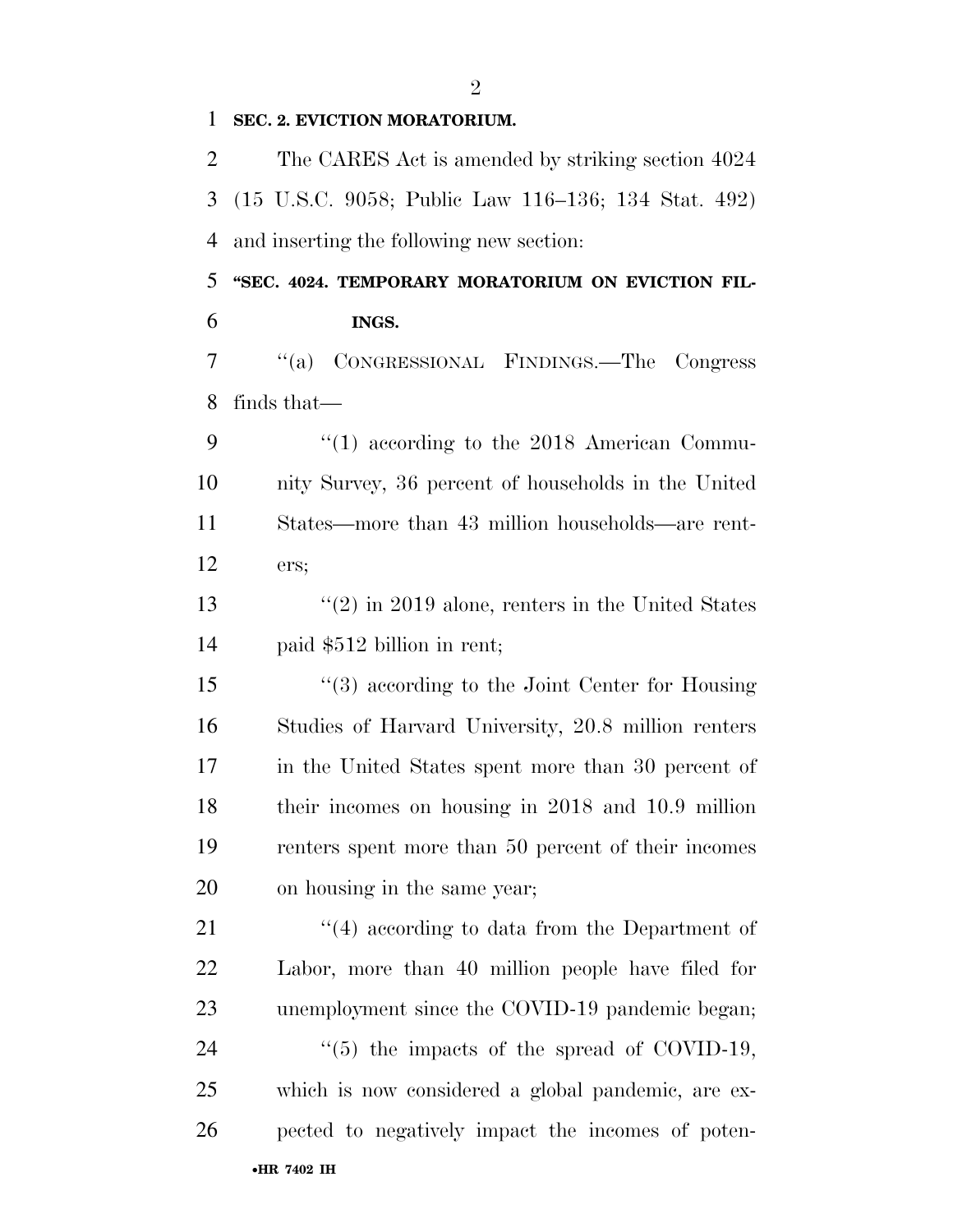**SEC. 2. EVICTION MORATORIUM.**

The CARES Act is amended by striking section 4024 (15 U.S.C. 9058; Public Law 116–136; 134 Stat. 492) and inserting the following new section:

**"SEC. 4024. TEMPORARY MORATORIUM ON EVICTION FILINGS.**

"(a) CONGRESSIONAL FINDINGS.—The Congress finds that—

"(1) according to the 2018 American Community Survey, 36 percent of households in the United States—more than 43 million households—are renters;

"(2) in 2019 alone, renters in the United States paid $512 billion in rent;

"(3) according to the Joint Center for Housing Studies of Harvard University, 20.8 million renters in the United States spent more than 30 percent of their incomes on housing in 2018 and 10.9 million renters spent more than 50 percent of their incomes on housing in the same year;

"(4) according to data from the Department of Labor, more than 40 million people have filed for unemployment since the COVID-19 pandemic began;

"(5) the impacts of the spread of COVID-19, which is now considered a global pandemic, are expected to negatively impact the incomes of poten-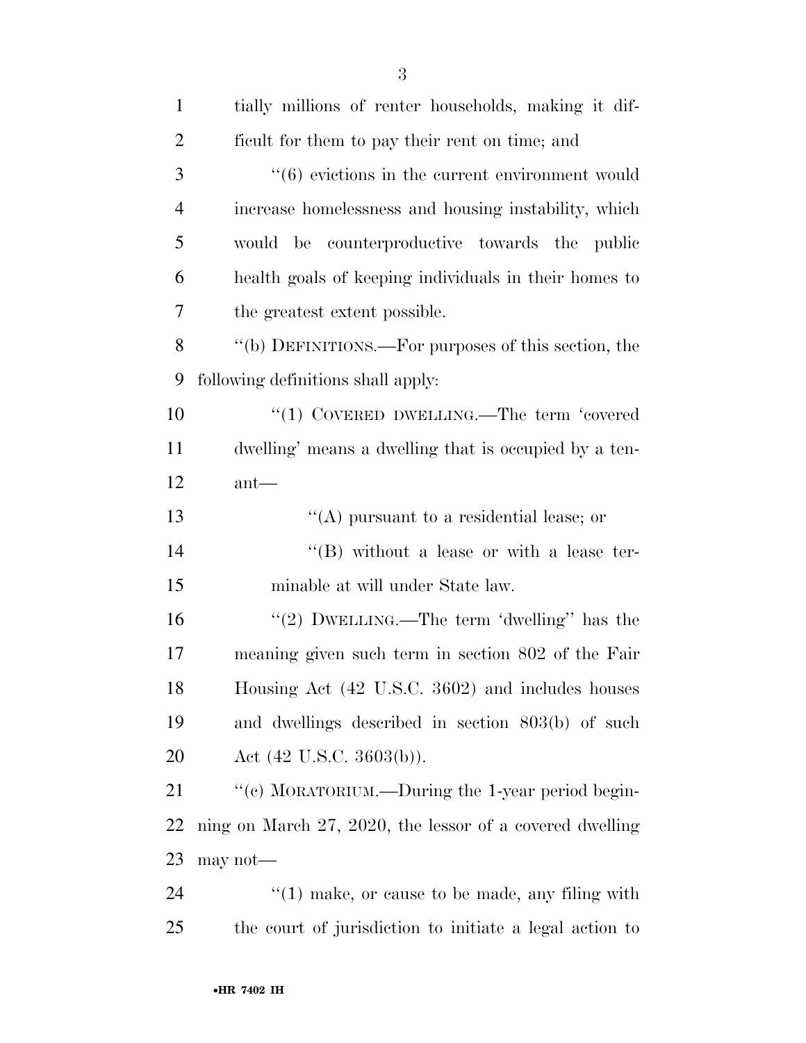tially millions of renter households, making it difficult for them to pay their rent on time; and

"(6) evictions in the current environment would increase homelessness and housing instability, which would be counterproductive towards the public health goals of keeping individuals in their homes to the greatest extent possible.

"(b) DEFINITIONS.—For purposes of this section, the following definitions shall apply:

"(1) COVERED DWELLING.—The term 'covered dwelling' means a dwelling that is occupied by a tenant—

"(A) pursuant to a residential lease; or

"(B) without a lease or with a lease terminable at will under State law.

"(2) DWELLING.—The term 'dwelling'' has the meaning given such term in section 802 of the Fair Housing Act (42 U.S.C. 3602) and includes houses and dwellings described in section 803(b) of such Act (42 U.S.C. 3603(b)).

"(c) MORATORIUM.—During the 1-year period beginning on March 27, 2020, the lessor of a covered dwelling may not—

"(1) make, or cause to be made, any filing with the court of jurisdiction to initiate a legal action to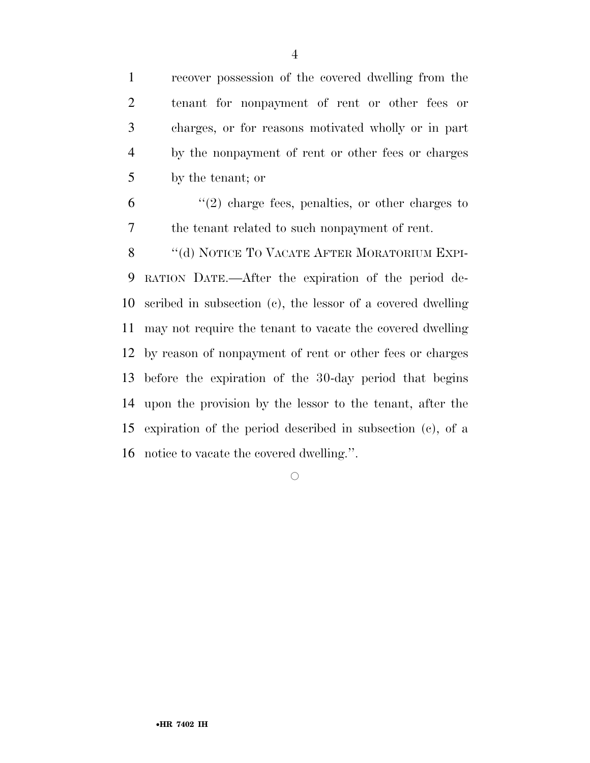recover possession of the covered dwelling from the tenant for nonpayment of rent or other fees or charges, or for reasons motivated wholly or in part by the nonpayment of rent or other fees or charges by the tenant; or

"(2) charge fees, penalties, or other charges to the tenant related to such nonpayment of rent.

"(d) NOTICE TO VACATE AFTER MORATORIUM EXPIRATION DATE.—After the expiration of the period described in subsection (c), the lessor of a covered dwelling may not require the tenant to vacate the covered dwelling by reason of nonpayment of rent or other fees or charges before the expiration of the 30-day period that begins upon the provision by the lessor to the tenant, after the expiration of the period described in subsection (c), of a notice to vacate the covered dwelling.".

○